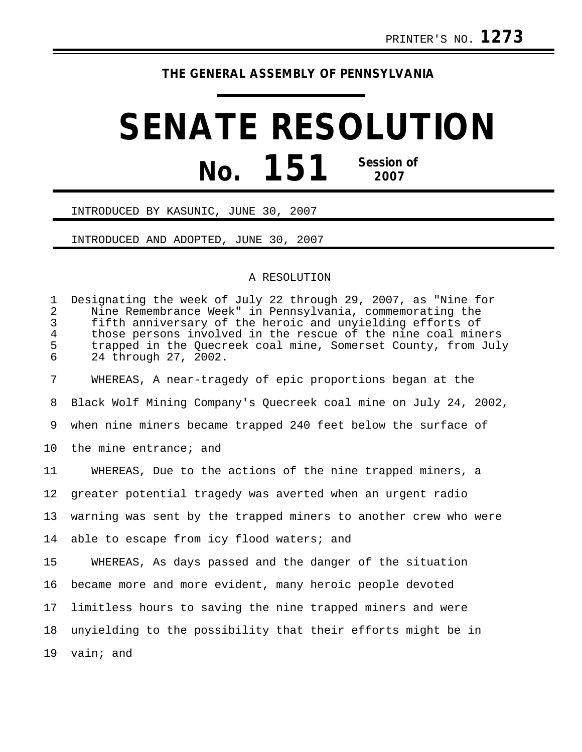PRINTER'S NO. **1273**

**THE GENERAL ASSEMBLY OF PENNSYLVANIA**

# SENATE RESOLUTION

## No. 151 Session of 2007

INTRODUCED BY KASUNIC, JUNE 30, 2007

INTRODUCED AND ADOPTED, JUNE 30, 2007

A RESOLUTION

Designating the week of July 22 through 29, 2007, as "Nine for Nine Remembrance Week" in Pennsylvania, commemorating the fifth anniversary of the heroic and unyielding efforts of those persons involved in the rescue of the nine coal miners trapped in the Quecreek coal mine, Somerset County, from July 24 through 27, 2002.

WHEREAS, A near-tragedy of epic proportions began at the Black Wolf Mining Company's Quecreek coal mine on July 24, 2002, when nine miners became trapped 240 feet below the surface of the mine entrance; and

WHEREAS, Due to the actions of the nine trapped miners, a greater potential tragedy was averted when an urgent radio warning was sent by the trapped miners to another crew who were able to escape from icy flood waters; and

WHEREAS, As days passed and the danger of the situation became more and more evident, many heroic people devoted limitless hours to saving the nine trapped miners and were unyielding to the possibility that their efforts might be in vain; and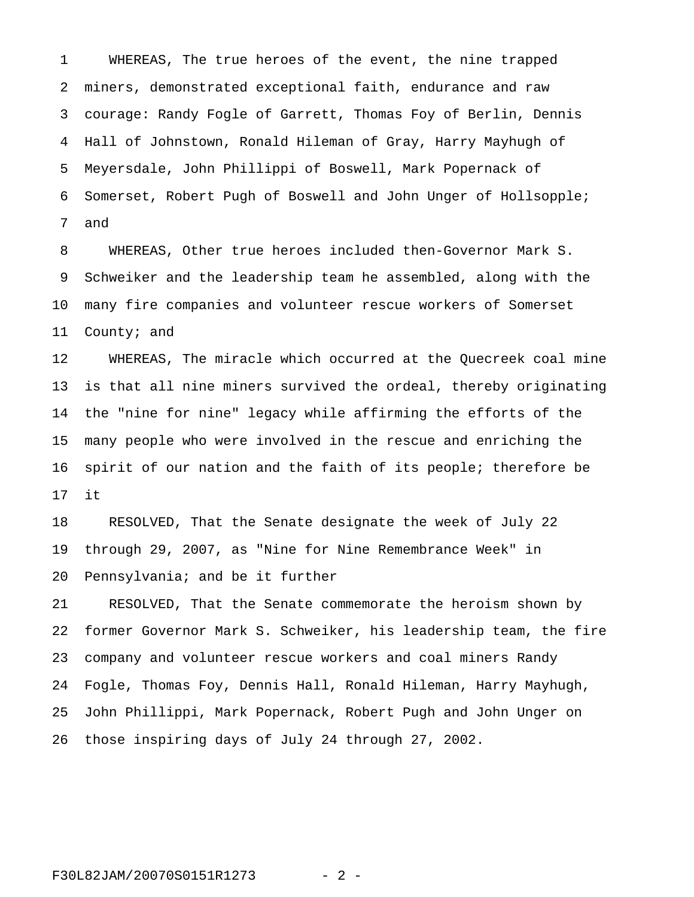WHEREAS, The true heroes of the event, the nine trapped miners, demonstrated exceptional faith, endurance and raw courage: Randy Fogle of Garrett, Thomas Foy of Berlin, Dennis Hall of Johnstown, Ronald Hileman of Gray, Harry Mayhugh of Meyersdale, John Phillippi of Boswell, Mark Popernack of Somerset, Robert Pugh of Boswell and John Unger of Hollsopple; and

WHEREAS, Other true heroes included then-Governor Mark S. Schweiker and the leadership team he assembled, along with the many fire companies and volunteer rescue workers of Somerset County; and

WHEREAS, The miracle which occurred at the Quecreek coal mine is that all nine miners survived the ordeal, thereby originating the "nine for nine" legacy while affirming the efforts of the many people who were involved in the rescue and enriching the spirit of our nation and the faith of its people; therefore be it

RESOLVED, That the Senate designate the week of July 22 through 29, 2007, as "Nine for Nine Remembrance Week" in Pennsylvania; and be it further

RESOLVED, That the Senate commemorate the heroism shown by former Governor Mark S. Schweiker, his leadership team, the fire company and volunteer rescue workers and coal miners Randy Fogle, Thomas Foy, Dennis Hall, Ronald Hileman, Harry Mayhugh, John Phillippi, Mark Popernack, Robert Pugh and John Unger on those inspiring days of July 24 through 27, 2002.

F30L82JAM/20070S0151R1273